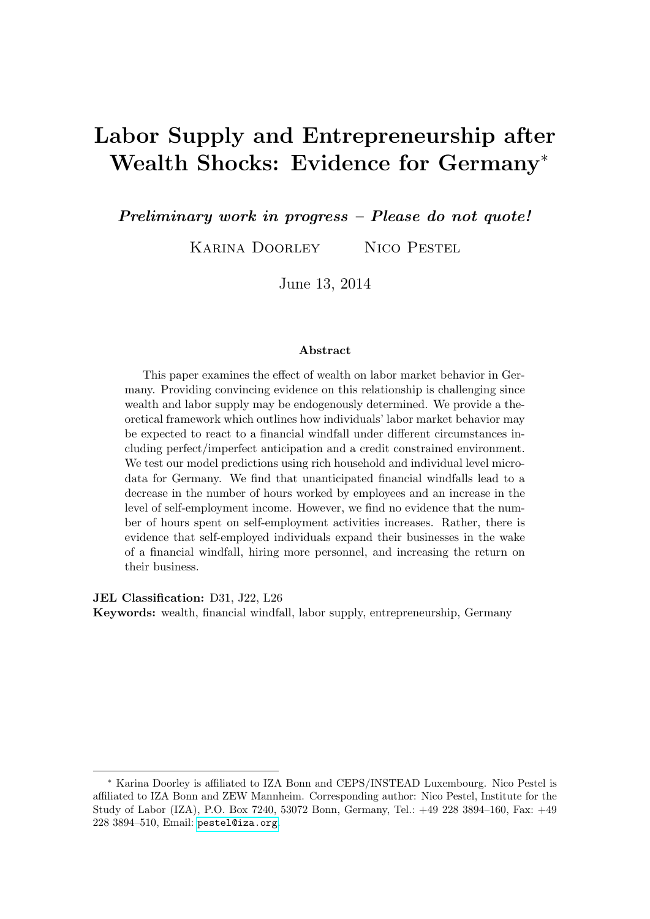# Labor Supply and Entrepreneurship after Wealth Shocks: Evidence for Germany*

***Preliminary work in progress – Please do not quote!***

Karina Doorley Nico Pestel

June 13, 2014

### Abstract

This paper examines the effect of wealth on labor market behavior in Germany. Providing convincing evidence on this relationship is challenging since wealth and labor supply may be endogenously determined. We provide a theoretical framework which outlines how individuals' labor market behavior may be expected to react to a financial windfall under different circumstances including perfect/imperfect anticipation and a credit constrained environment. We test our model predictions using rich household and individual level microdata for Germany. We find that unanticipated financial windfalls lead to a decrease in the number of hours worked by employees and an increase in the level of self-employment income. However, we find no evidence that the number of hours spent on self-employment activities increases. Rather, there is evidence that self-employed individuals expand their businesses in the wake of a financial windfall, hiring more personnel, and increasing the return on their business.

**JEL Classification:** D31, J22, L26
**Keywords:** wealth, financial windfall, labor supply, entrepreneurship, Germany

---

* Karina Doorley is affiliated to IZA Bonn and CEPS/INSTEAD Luxembourg. Nico Pestel is affiliated to IZA Bonn and ZEW Mannheim. Corresponding author: Nico Pestel, Institute for the Study of Labor (IZA), P.O. Box 7240, 53072 Bonn, Germany, Tel.: +49 228 3894–160, Fax: +49 228 3894–510, Email: pestel@iza.org.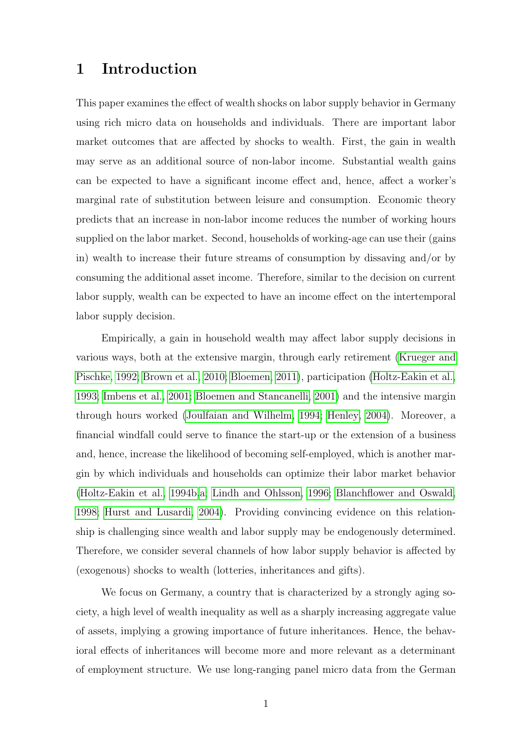# 1 Introduction

This paper examines the effect of wealth shocks on labor supply behavior in Germany using rich micro data on households and individuals. There are important labor market outcomes that are affected by shocks to wealth. First, the gain in wealth may serve as an additional source of non-labor income. Substantial wealth gains can be expected to have a significant income effect and, hence, affect a worker's marginal rate of substitution between leisure and consumption. Economic theory predicts that an increase in non-labor income reduces the number of working hours supplied on the labor market. Second, households of working-age can use their (gains in) wealth to increase their future streams of consumption by dissaving and/or by consuming the additional asset income. Therefore, similar to the decision on current labor supply, wealth can be expected to have an income effect on the intertemporal labor supply decision.

Empirically, a gain in household wealth may affect labor supply decisions in various ways, both at the extensive margin, through early retirement (Krueger and Pischke, 1992; Brown et al., 2010; Bloemen, 2011), participation (Holtz-Eakin et al., 1993; Imbens et al., 2001; Bloemen and Stancanelli, 2001) and the intensive margin through hours worked (Joulfaian and Wilhelm, 1994; Henley, 2004). Moreover, a financial windfall could serve to finance the start-up or the extension of a business and, hence, increase the likelihood of becoming self-employed, which is another margin by which individuals and households can optimize their labor market behavior (Holtz-Eakin et al., 1994b,a; Lindh and Ohlsson, 1996; Blanchflower and Oswald, 1998; Hurst and Lusardi, 2004). Providing convincing evidence on this relationship is challenging since wealth and labor supply may be endogenously determined. Therefore, we consider several channels of how labor supply behavior is affected by (exogenous) shocks to wealth (lotteries, inheritances and gifts).

We focus on Germany, a country that is characterized by a strongly aging society, a high level of wealth inequality as well as a sharply increasing aggregate value of assets, implying a growing importance of future inheritances. Hence, the behavioral effects of inheritances will become more and more relevant as a determinant of employment structure. We use long-ranging panel micro data from the German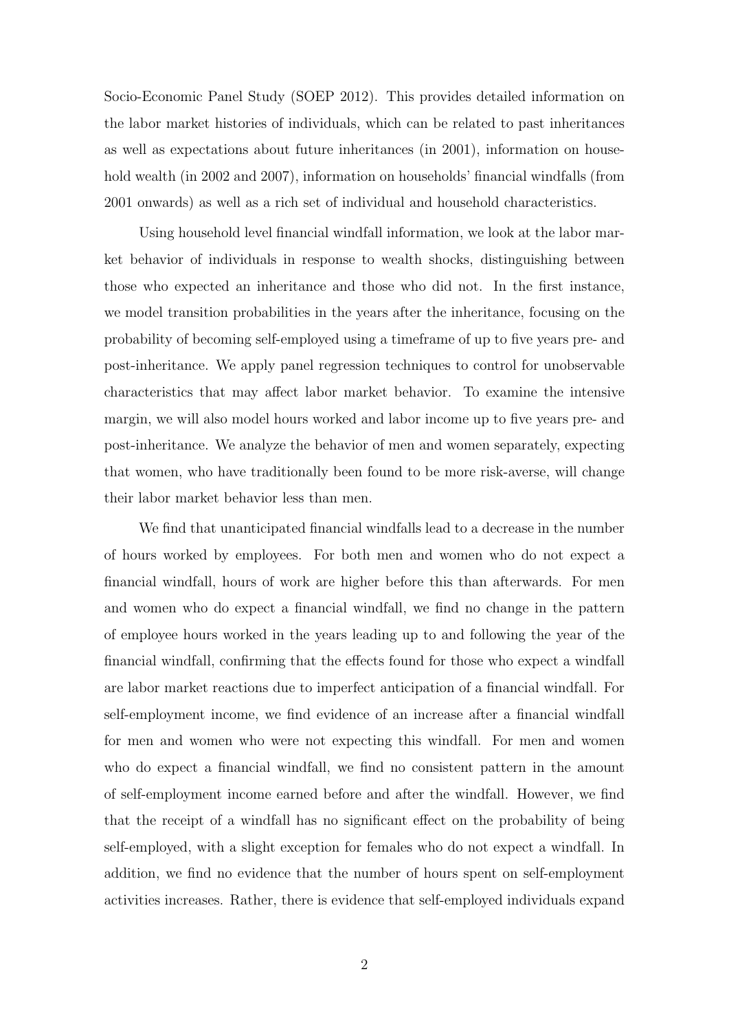Socio-Economic Panel Study (SOEP 2012). This provides detailed information on the labor market histories of individuals, which can be related to past inheritances as well as expectations about future inheritances (in 2001), information on household wealth (in 2002 and 2007), information on households' financial windfalls (from 2001 onwards) as well as a rich set of individual and household characteristics.

Using household level financial windfall information, we look at the labor market behavior of individuals in response to wealth shocks, distinguishing between those who expected an inheritance and those who did not. In the first instance, we model transition probabilities in the years after the inheritance, focusing on the probability of becoming self-employed using a timeframe of up to five years pre- and post-inheritance. We apply panel regression techniques to control for unobservable characteristics that may affect labor market behavior. To examine the intensive margin, we will also model hours worked and labor income up to five years pre- and post-inheritance. We analyze the behavior of men and women separately, expecting that women, who have traditionally been found to be more risk-averse, will change their labor market behavior less than men.

We find that unanticipated financial windfalls lead to a decrease in the number of hours worked by employees. For both men and women who do not expect a financial windfall, hours of work are higher before this than afterwards. For men and women who do expect a financial windfall, we find no change in the pattern of employee hours worked in the years leading up to and following the year of the financial windfall, confirming that the effects found for those who expect a windfall are labor market reactions due to imperfect anticipation of a financial windfall. For self-employment income, we find evidence of an increase after a financial windfall for men and women who were not expecting this windfall. For men and women who do expect a financial windfall, we find no consistent pattern in the amount of self-employment income earned before and after the windfall. However, we find that the receipt of a windfall has no significant effect on the probability of being self-employed, with a slight exception for females who do not expect a windfall. In addition, we find no evidence that the number of hours spent on self-employment activities increases. Rather, there is evidence that self-employed individuals expand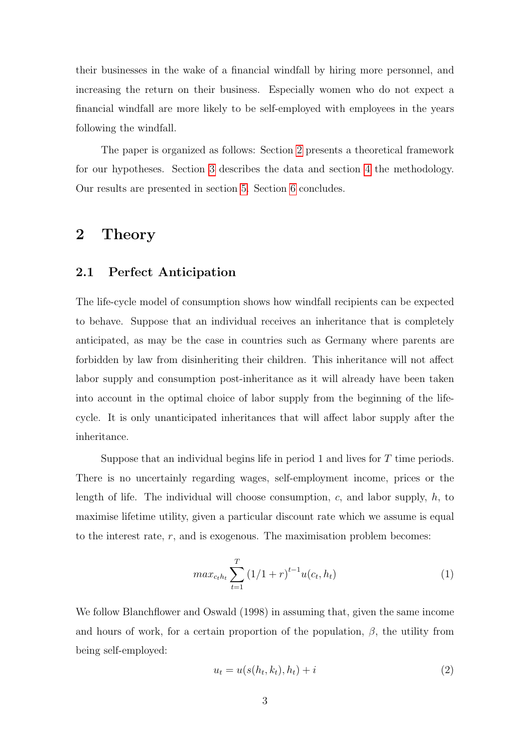their businesses in the wake of a financial windfall by hiring more personnel, and increasing the return on their business. Especially women who do not expect a financial windfall are more likely to be self-employed with employees in the years following the windfall.

The paper is organized as follows: Section 2 presents a theoretical framework for our hypotheses. Section 3 describes the data and section 4 the methodology. Our results are presented in section 5. Section 6 concludes.

# 2 Theory

## 2.1 Perfect Anticipation

The life-cycle model of consumption shows how windfall recipients can be expected to behave. Suppose that an individual receives an inheritance that is completely anticipated, as may be the case in countries such as Germany where parents are forbidden by law from disinheriting their children. This inheritance will not affect labor supply and consumption post-inheritance as it will already have been taken into account in the optimal choice of labor supply from the beginning of the life-cycle. It is only unanticipated inheritances that will affect labor supply after the inheritance.

Suppose that an individual begins life in period 1 and lives for $T$ time periods. There is no uncertainly regarding wages, self-employment income, prices or the length of life. The individual will choose consumption, $c$, and labor supply, $h$, to maximise lifetime utility, given a particular discount rate which we assume is equal to the interest rate, $r$, and is exogenous. The maximisation problem becomes:

$$max_{c_t h_t} \sum_{t=1}^{T} (1/1+r)^{t-1} u(c_t, h_t) \tag{1}$$

We follow Blanchflower and Oswald (1998) in assuming that, given the same income and hours of work, for a certain proportion of the population, $\beta$, the utility from being self-employed:

$$u_t = u(s(h_t, k_t), h_t) + i \tag{2}$$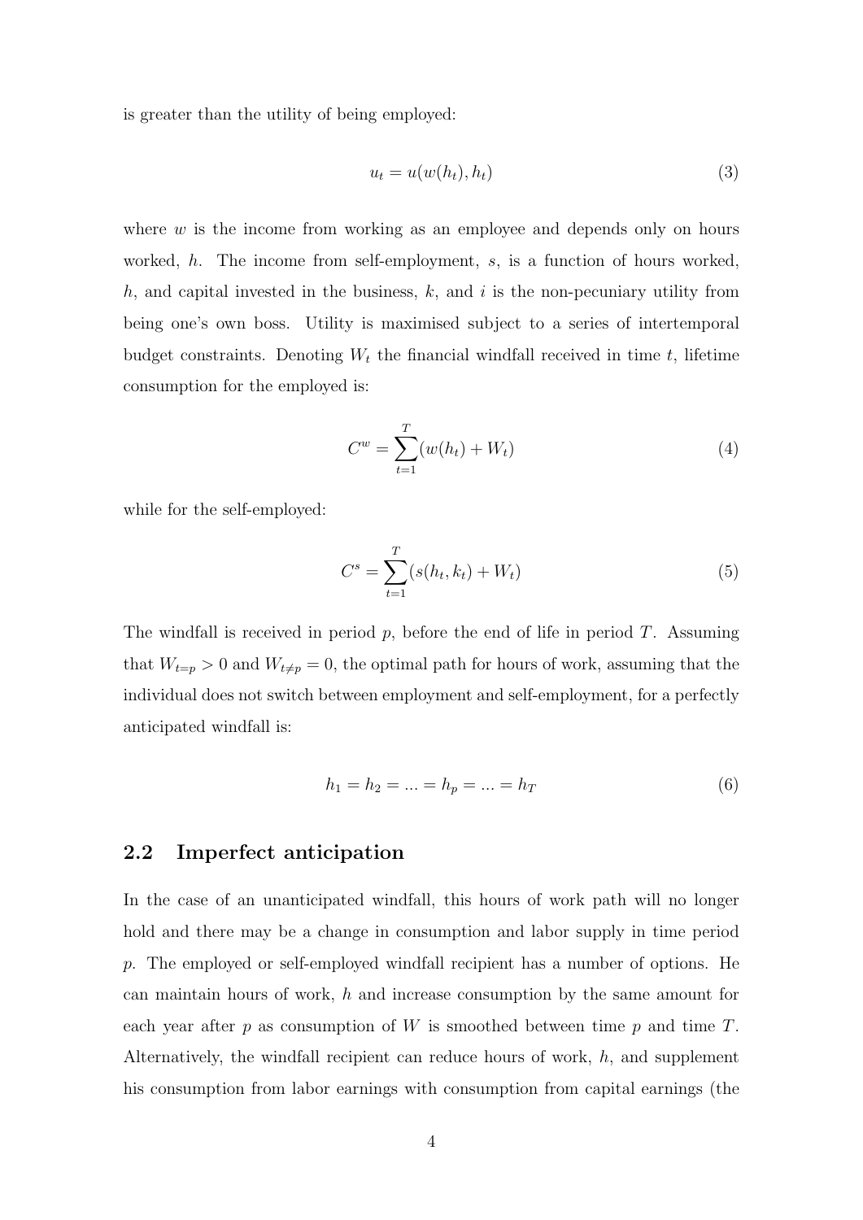is greater than the utility of being employed:

$$u_t = u(w(h_t), h_t) \tag{3}$$

where $w$ is the income from working as an employee and depends only on hours worked, $h$. The income from self-employment, $s$, is a function of hours worked, $h$, and capital invested in the business, $k$, and $i$ is the non-pecuniary utility from being one's own boss. Utility is maximised subject to a series of intertemporal budget constraints. Denoting $W_t$ the financial windfall received in time $t$, lifetime consumption for the employed is:

$$C^w = \sum_{t=1}^{T}(w(h_t) + W_t) \tag{4}$$

while for the self-employed:

$$C^s = \sum_{t=1}^{T}(s(h_t, k_t) + W_t) \tag{5}$$

The windfall is received in period $p$, before the end of life in period $T$. Assuming that $W_{t=p} > 0$ and $W_{t \neq p} = 0$, the optimal path for hours of work, assuming that the individual does not switch between employment and self-employment, for a perfectly anticipated windfall is:

$$h_1 = h_2 = ... = h_p = ... = h_T \tag{6}$$

## 2.2 Imperfect anticipation

In the case of an unanticipated windfall, this hours of work path will no longer hold and there may be a change in consumption and labor supply in time period $p$. The employed or self-employed windfall recipient has a number of options. He can maintain hours of work, $h$ and increase consumption by the same amount for each year after $p$ as consumption of $W$ is smoothed between time $p$ and time $T$. Alternatively, the windfall recipient can reduce hours of work, $h$, and supplement his consumption from labor earnings with consumption from capital earnings (the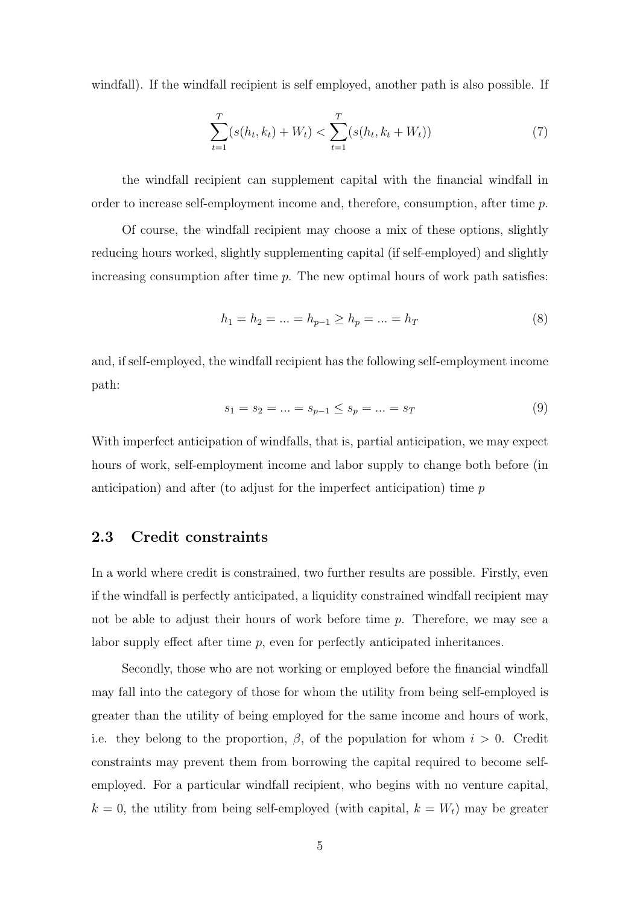windfall). If the windfall recipient is self employed, another path is also possible. If

$$\sum_{t=1}^{T}(s(h_t, k_t) + W_t) < \sum_{t=1}^{T}(s(h_t, k_t + W_t)) \tag{7}$$

the windfall recipient can supplement capital with the financial windfall in order to increase self-employment income and, therefore, consumption, after time $p$.

Of course, the windfall recipient may choose a mix of these options, slightly reducing hours worked, slightly supplementing capital (if self-employed) and slightly increasing consumption after time $p$. The new optimal hours of work path satisfies:

$$h_1 = h_2 = ... = h_{p-1} \geq h_p = ... = h_T \tag{8}$$

and, if self-employed, the windfall recipient has the following self-employment income path:

$$s_1 = s_2 = ... = s_{p-1} \leq s_p = ... = s_T \tag{9}$$

With imperfect anticipation of windfalls, that is, partial anticipation, we may expect hours of work, self-employment income and labor supply to change both before (in anticipation) and after (to adjust for the imperfect anticipation) time $p$

### 2.3 Credit constraints

In a world where credit is constrained, two further results are possible. Firstly, even if the windfall is perfectly anticipated, a liquidity constrained windfall recipient may not be able to adjust their hours of work before time $p$. Therefore, we may see a labor supply effect after time $p$, even for perfectly anticipated inheritances.

Secondly, those who are not working or employed before the financial windfall may fall into the category of those for whom the utility from being self-employed is greater than the utility of being employed for the same income and hours of work, i.e. they belong to the proportion, $\beta$, of the population for whom $i > 0$. Credit constraints may prevent them from borrowing the capital required to become self-employed. For a particular windfall recipient, who begins with no venture capital, $k = 0$, the utility from being self-employed (with capital, $k = W_t$) may be greater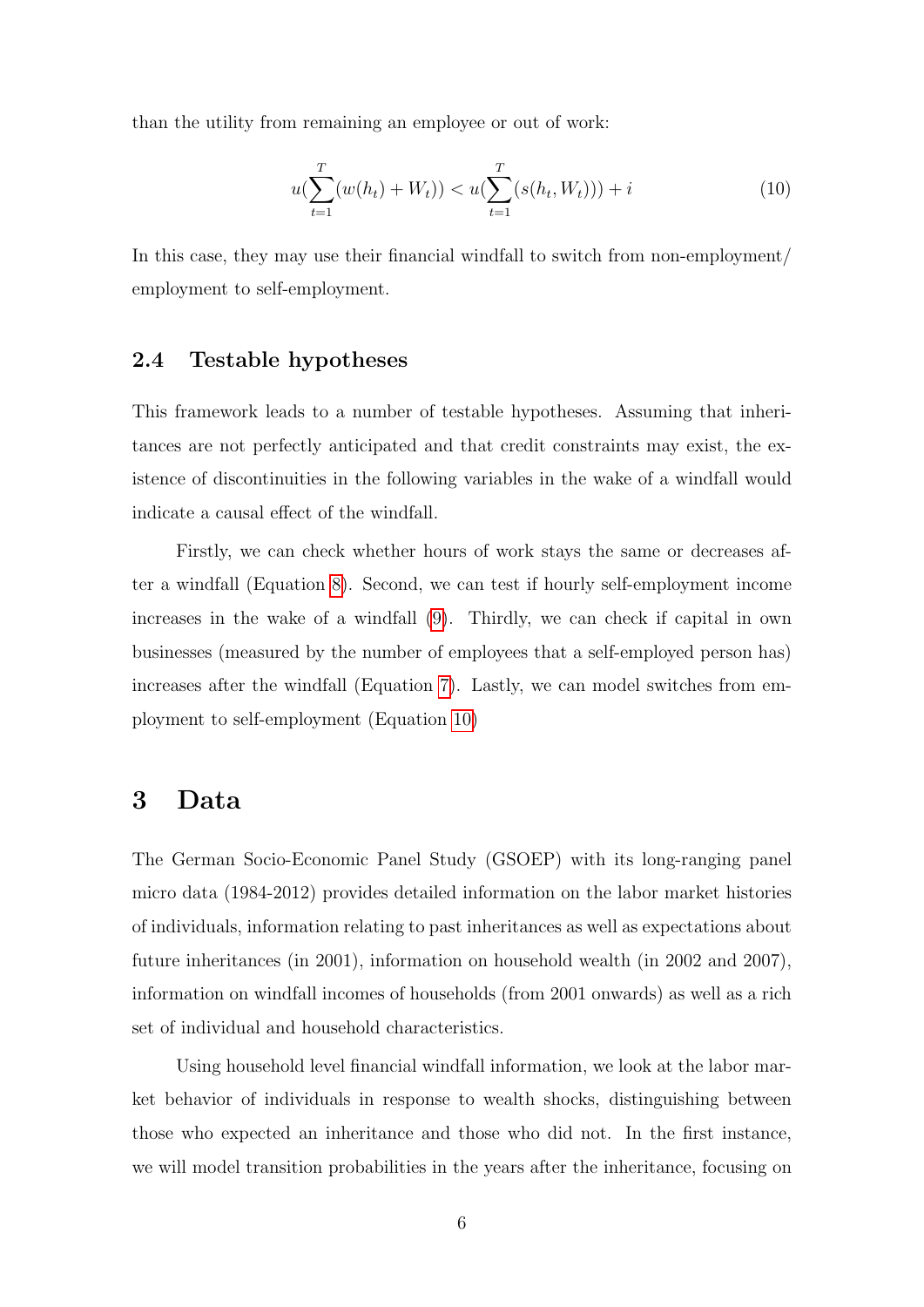than the utility from remaining an employee or out of work:

$$u(\sum_{t=1}^{T}(w(h_t) + W_t)) < u(\sum_{t=1}^{T}(s(h_t, W_t))) + i \tag{10}$$

In this case, they may use their financial windfall to switch from non-employment/ employment to self-employment.

## 2.4 Testable hypotheses

This framework leads to a number of testable hypotheses. Assuming that inheritances are not perfectly anticipated and that credit constraints may exist, the existence of discontinuities in the following variables in the wake of a windfall would indicate a causal effect of the windfall.

Firstly, we can check whether hours of work stays the same or decreases after a windfall (Equation 8). Second, we can test if hourly self-employment income increases in the wake of a windfall (9). Thirdly, we can check if capital in own businesses (measured by the number of employees that a self-employed person has) increases after the windfall (Equation 7). Lastly, we can model switches from employment to self-employment (Equation 10)

# 3 Data

The German Socio-Economic Panel Study (GSOEP) with its long-ranging panel micro data (1984-2012) provides detailed information on the labor market histories of individuals, information relating to past inheritances as well as expectations about future inheritances (in 2001), information on household wealth (in 2002 and 2007), information on windfall incomes of households (from 2001 onwards) as well as a rich set of individual and household characteristics.

Using household level financial windfall information, we look at the labor market behavior of individuals in response to wealth shocks, distinguishing between those who expected an inheritance and those who did not. In the first instance, we will model transition probabilities in the years after the inheritance, focusing on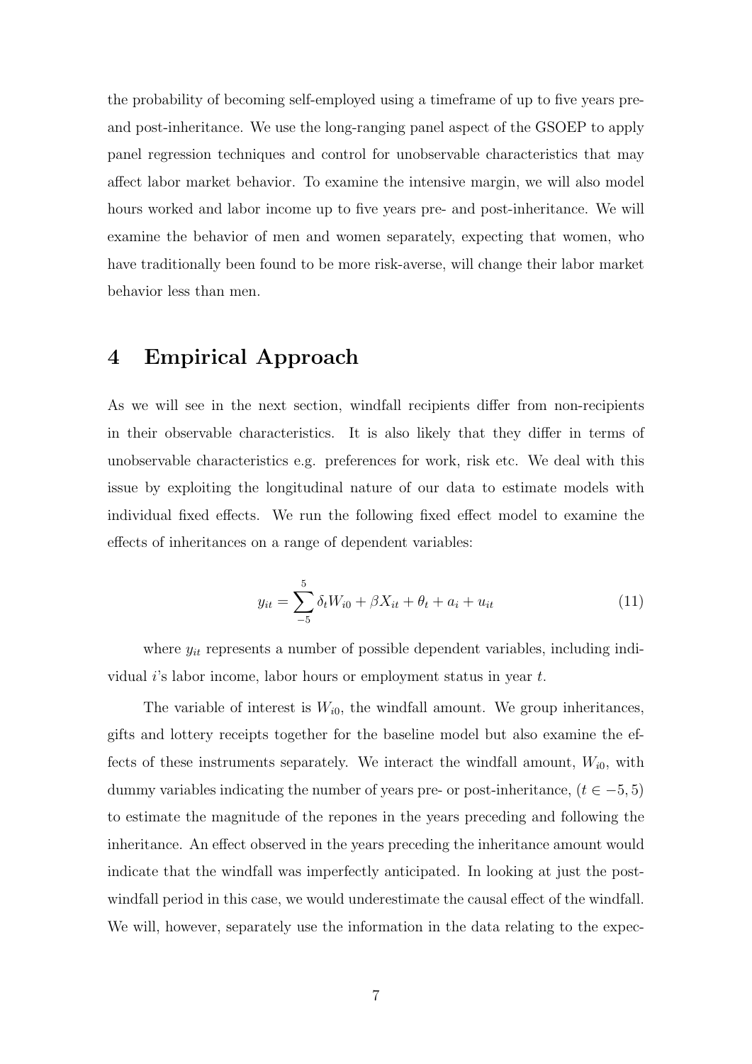the probability of becoming self-employed using a timeframe of up to five years pre- and post-inheritance. We use the long-ranging panel aspect of the GSOEP to apply panel regression techniques and control for unobservable characteristics that may affect labor market behavior. To examine the intensive margin, we will also model hours worked and labor income up to five years pre- and post-inheritance. We will examine the behavior of men and women separately, expecting that women, who have traditionally been found to be more risk-averse, will change their labor market behavior less than men.

# 4 Empirical Approach

As we will see in the next section, windfall recipients differ from non-recipients in their observable characteristics. It is also likely that they differ in terms of unobservable characteristics e.g. preferences for work, risk etc. We deal with this issue by exploiting the longitudinal nature of our data to estimate models with individual fixed effects. We run the following fixed effect model to examine the effects of inheritances on a range of dependent variables:

$$y_{it} = \sum_{-5}^{5} \delta_t W_{i0} + \beta X_{it} + \theta_t + a_i + u_{it} \tag{11}$$

where $y_{it}$ represents a number of possible dependent variables, including individual $i$'s labor income, labor hours or employment status in year $t$.

The variable of interest is $W_{i0}$, the windfall amount. We group inheritances, gifts and lottery receipts together for the baseline model but also examine the effects of these instruments separately. We interact the windfall amount, $W_{i0}$, with dummy variables indicating the number of years pre- or post-inheritance, $(t \in -5, 5)$ to estimate the magnitude of the repones in the years preceding and following the inheritance. An effect observed in the years preceding the inheritance amount would indicate that the windfall was imperfectly anticipated. In looking at just the post-windfall period in this case, we would underestimate the causal effect of the windfall. We will, however, separately use the information in the data relating to the expec-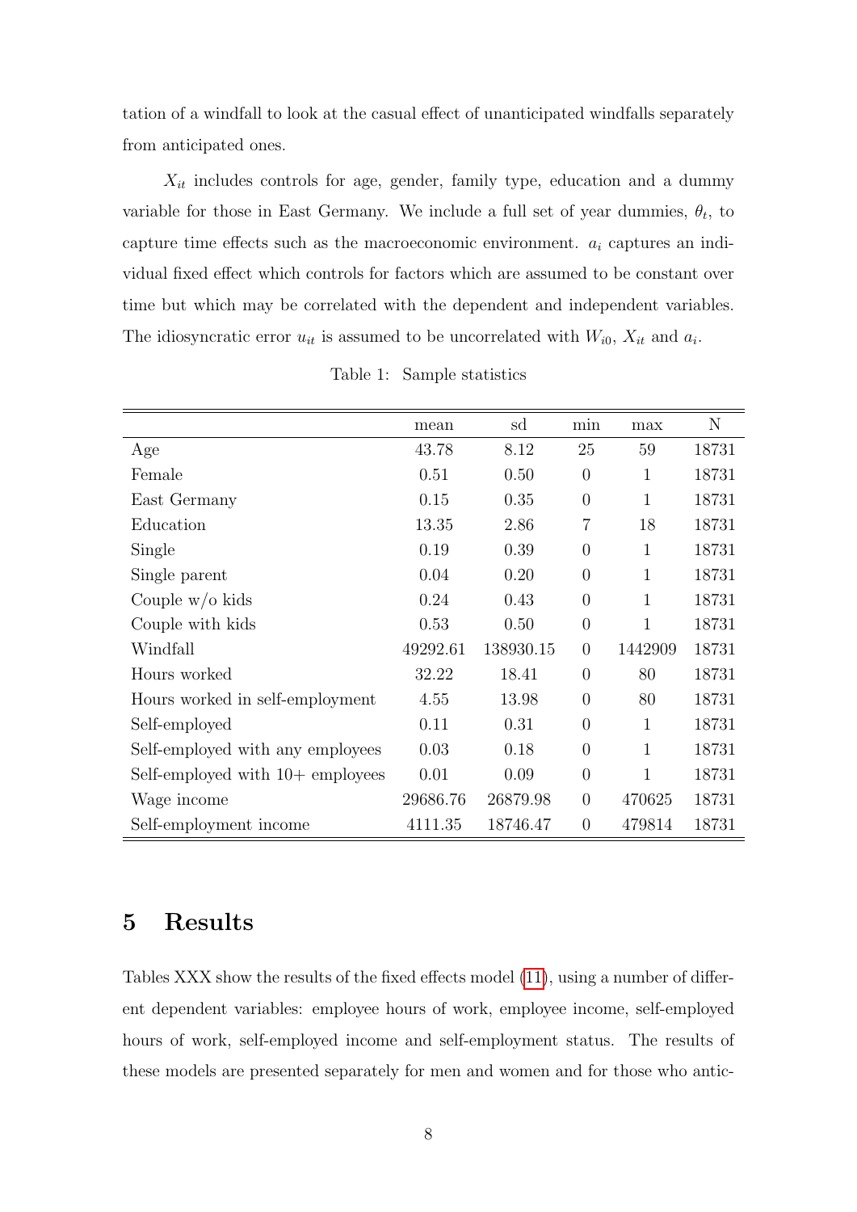tation of a windfall to look at the casual effect of unanticipated windfalls separately from anticipated ones.

$X_{it}$ includes controls for age, gender, family type, education and a dummy variable for those in East Germany. We include a full set of year dummies, $\theta_t$, to capture time effects such as the macroeconomic environment. $a_i$ captures an individual fixed effect which controls for factors which are assumed to be constant over time but which may be correlated with the dependent and independent variables. The idiosyncratic error $u_{it}$ is assumed to be uncorrelated with $W_{i0}$, $X_{it}$ and $a_i$.

Table 1: Sample statistics

| | mean | sd | min | max | N |
|---|---|---|---|---|---|
| Age | 43.78 | 8.12 | 25 | 59 | 18731 |
| Female | 0.51 | 0.50 | 0 | 1 | 18731 |
| East Germany | 0.15 | 0.35 | 0 | 1 | 18731 |
| Education | 13.35 | 2.86 | 7 | 18 | 18731 |
| Single | 0.19 | 0.39 | 0 | 1 | 18731 |
| Single parent | 0.04 | 0.20 | 0 | 1 | 18731 |
| Couple w/o kids | 0.24 | 0.43 | 0 | 1 | 18731 |
| Couple with kids | 0.53 | 0.50 | 0 | 1 | 18731 |
| Windfall | 49292.61 | 138930.15 | 0 | 1442909 | 18731 |
| Hours worked | 32.22 | 18.41 | 0 | 80 | 18731 |
| Hours worked in self-employment | 4.55 | 13.98 | 0 | 80 | 18731 |
| Self-employed | 0.11 | 0.31 | 0 | 1 | 18731 |
| Self-employed with any employees | 0.03 | 0.18 | 0 | 1 | 18731 |
| Self-employed with 10+ employees | 0.01 | 0.09 | 0 | 1 | 18731 |
| Wage income | 29686.76 | 26879.98 | 0 | 470625 | 18731 |
| Self-employment income | 4111.35 | 18746.47 | 0 | 479814 | 18731 |

## 5 Results

Tables XXX show the results of the fixed effects model (11), using a number of different dependent variables: employee hours of work, employee income, self-employed hours of work, self-employed income and self-employment status. The results of these models are presented separately for men and women and for those who antic-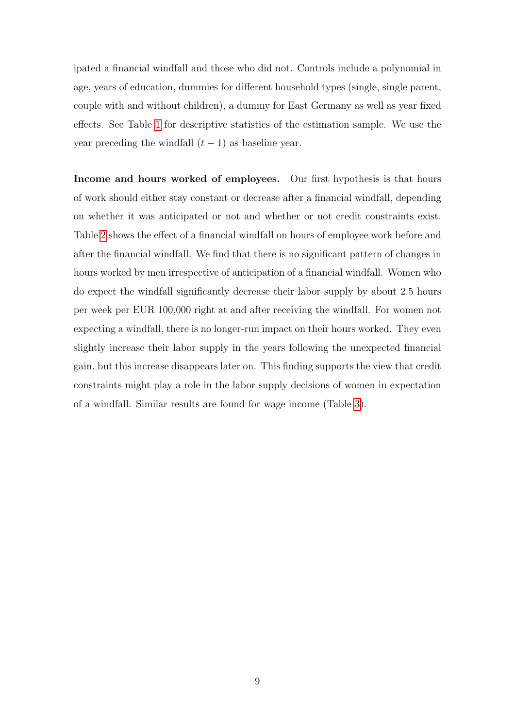ipated a financial windfall and those who did not. Controls include a polynomial in age, years of education, dummies for different household types (single, single parent, couple with and without children), a dummy for East Germany as well as year fixed effects. See Table 1 for descriptive statistics of the estimation sample. We use the year preceding the windfall ($t-1$) as baseline year.

**Income and hours worked of employees.** Our first hypothesis is that hours of work should either stay constant or decrease after a financial windfall, depending on whether it was anticipated or not and whether or not credit constraints exist. Table 2 shows the effect of a financial windfall on hours of employee work before and after the financial windfall. We find that there is no significant pattern of changes in hours worked by men irrespective of anticipation of a financial windfall. Women who do expect the windfall significantly decrease their labor supply by about 2.5 hours per week per EUR 100,000 right at and after receiving the windfall. For women not expecting a windfall, there is no longer-run impact on their hours worked. They even slightly increase their labor supply in the years following the unexpected financial gain, but this increase disappears later on. This finding supports the view that credit constraints might play a role in the labor supply decisions of women in expectation of a windfall. Similar results are found for wage income (Table 3).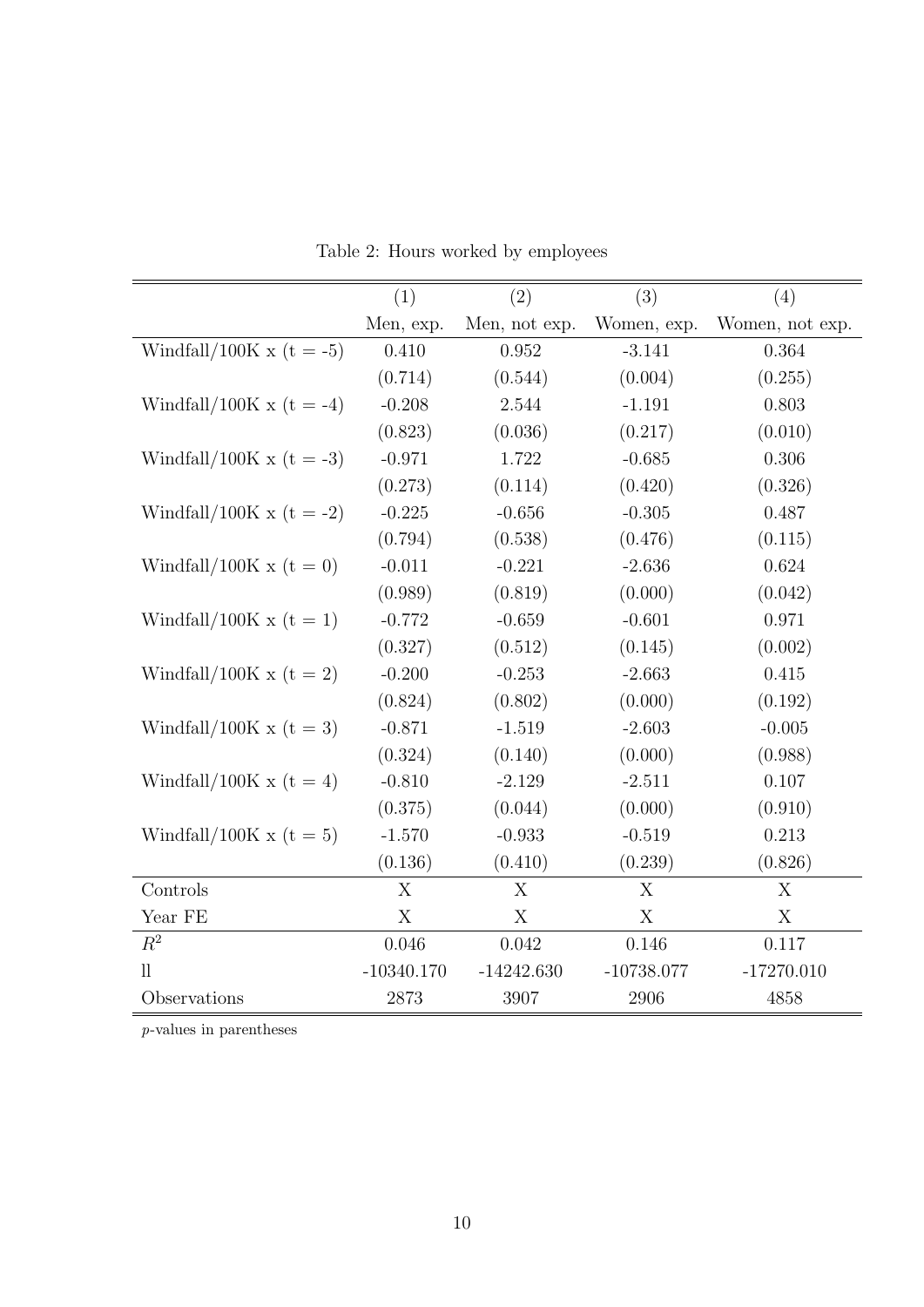Table 2: Hours worked by employees

| | (1) | (2) | (3) | (4) |
|---|---|---|---|---|
| | Men, exp. | Men, not exp. | Women, exp. | Women, not exp. |
| Windfall/100K x (t = -5) | 0.410 | 0.952 | -3.141 | 0.364 |
| | (0.714) | (0.544) | (0.004) | (0.255) |
| Windfall/100K x (t = -4) | -0.208 | 2.544 | -1.191 | 0.803 |
| | (0.823) | (0.036) | (0.217) | (0.010) |
| Windfall/100K x (t = -3) | -0.971 | 1.722 | -0.685 | 0.306 |
| | (0.273) | (0.114) | (0.420) | (0.326) |
| Windfall/100K x (t = -2) | -0.225 | -0.656 | -0.305 | 0.487 |
| | (0.794) | (0.538) | (0.476) | (0.115) |
| Windfall/100K x (t = 0) | -0.011 | -0.221 | -2.636 | 0.624 |
| | (0.989) | (0.819) | (0.000) | (0.042) |
| Windfall/100K x (t = 1) | -0.772 | -0.659 | -0.601 | 0.971 |
| | (0.327) | (0.512) | (0.145) | (0.002) |
| Windfall/100K x (t = 2) | -0.200 | -0.253 | -2.663 | 0.415 |
| | (0.824) | (0.802) | (0.000) | (0.192) |
| Windfall/100K x (t = 3) | -0.871 | -1.519 | -2.603 | -0.005 |
| | (0.324) | (0.140) | (0.000) | (0.988) |
| Windfall/100K x (t = 4) | -0.810 | -2.129 | -2.511 | 0.107 |
| | (0.375) | (0.044) | (0.000) | (0.910) |
| Windfall/100K x (t = 5) | -1.570 | -0.933 | -0.519 | 0.213 |
| | (0.136) | (0.410) | (0.239) | (0.826) |
| Controls | X | X | X | X |
| Year FE | X | X | X | X |
| $R^2$ | 0.046 | 0.042 | 0.146 | 0.117 |
| ll | -10340.170 | -14242.630 | -10738.077 | -17270.010 |
| Observations | 2873 | 3907 | 2906 | 4858 |

*p*-values in parentheses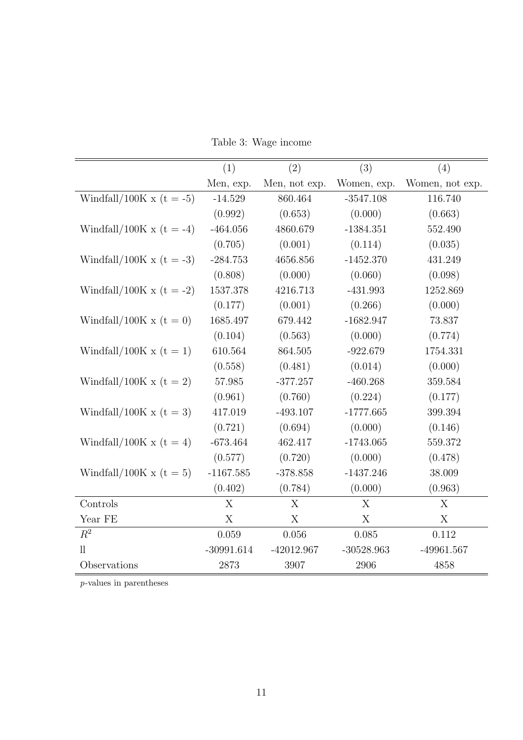Table 3: Wage income

| | (1) | (2) | (3) | (4) |
|---|---|---|---|---|
| | Men, exp. | Men, not exp. | Women, exp. | Women, not exp. |
| Windfall/100K x (t = -5) | -14.529 | 860.464 | -3547.108 | 116.740 |
| | (0.992) | (0.653) | (0.000) | (0.663) |
| Windfall/100K x (t = -4) | -464.056 | 4860.679 | -1384.351 | 552.490 |
| | (0.705) | (0.001) | (0.114) | (0.035) |
| Windfall/100K x (t = -3) | -284.753 | 4656.856 | -1452.370 | 431.249 |
| | (0.808) | (0.000) | (0.060) | (0.098) |
| Windfall/100K x (t = -2) | 1537.378 | 4216.713 | -431.993 | 1252.869 |
| | (0.177) | (0.001) | (0.266) | (0.000) |
| Windfall/100K x (t = 0) | 1685.497 | 679.442 | -1682.947 | 73.837 |
| | (0.104) | (0.563) | (0.000) | (0.774) |
| Windfall/100K x (t = 1) | 610.564 | 864.505 | -922.679 | 1754.331 |
| | (0.558) | (0.481) | (0.014) | (0.000) |
| Windfall/100K x (t = 2) | 57.985 | -377.257 | -460.268 | 359.584 |
| | (0.961) | (0.760) | (0.224) | (0.177) |
| Windfall/100K x (t = 3) | 417.019 | -493.107 | -1777.665 | 399.394 |
| | (0.721) | (0.694) | (0.000) | (0.146) |
| Windfall/100K x (t = 4) | -673.464 | 462.417 | -1743.065 | 559.372 |
| | (0.577) | (0.720) | (0.000) | (0.478) |
| Windfall/100K x (t = 5) | -1167.585 | -378.858 | -1437.246 | 38.009 |
| | (0.402) | (0.784) | (0.000) | (0.963) |
| Controls | X | X | X | X |
| Year FE | X | X | X | X |
| $R^2$ | 0.059 | 0.056 | 0.085 | 0.112 |
| ll | -30991.614 | -42012.967 | -30528.963 | -49961.567 |
| Observations | 2873 | 3907 | 2906 | 4858 |

*p*-values in parentheses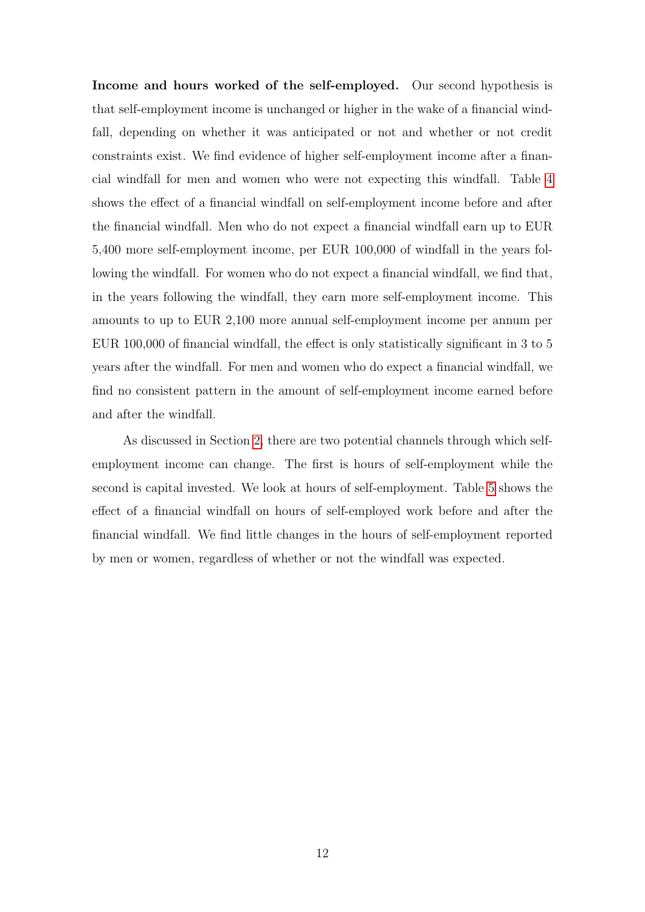**Income and hours worked of the self-employed.** Our second hypothesis is that self-employment income is unchanged or higher in the wake of a financial windfall, depending on whether it was anticipated or not and whether or not credit constraints exist. We find evidence of higher self-employment income after a financial windfall for men and women who were not expecting this windfall. Table 4 shows the effect of a financial windfall on self-employment income before and after the financial windfall. Men who do not expect a financial windfall earn up to EUR 5,400 more self-employment income, per EUR 100,000 of windfall in the years following the windfall. For women who do not expect a financial windfall, we find that, in the years following the windfall, they earn more self-employment income. This amounts to up to EUR 2,100 more annual self-employment income per annum per EUR 100,000 of financial windfall, the effect is only statistically significant in 3 to 5 years after the windfall. For men and women who do expect a financial windfall, we find no consistent pattern in the amount of self-employment income earned before and after the windfall.

As discussed in Section 2, there are two potential channels through which self-employment income can change. The first is hours of self-employment while the second is capital invested. We look at hours of self-employment. Table 5 shows the effect of a financial windfall on hours of self-employed work before and after the financial windfall. We find little changes in the hours of self-employment reported by men or women, regardless of whether or not the windfall was expected.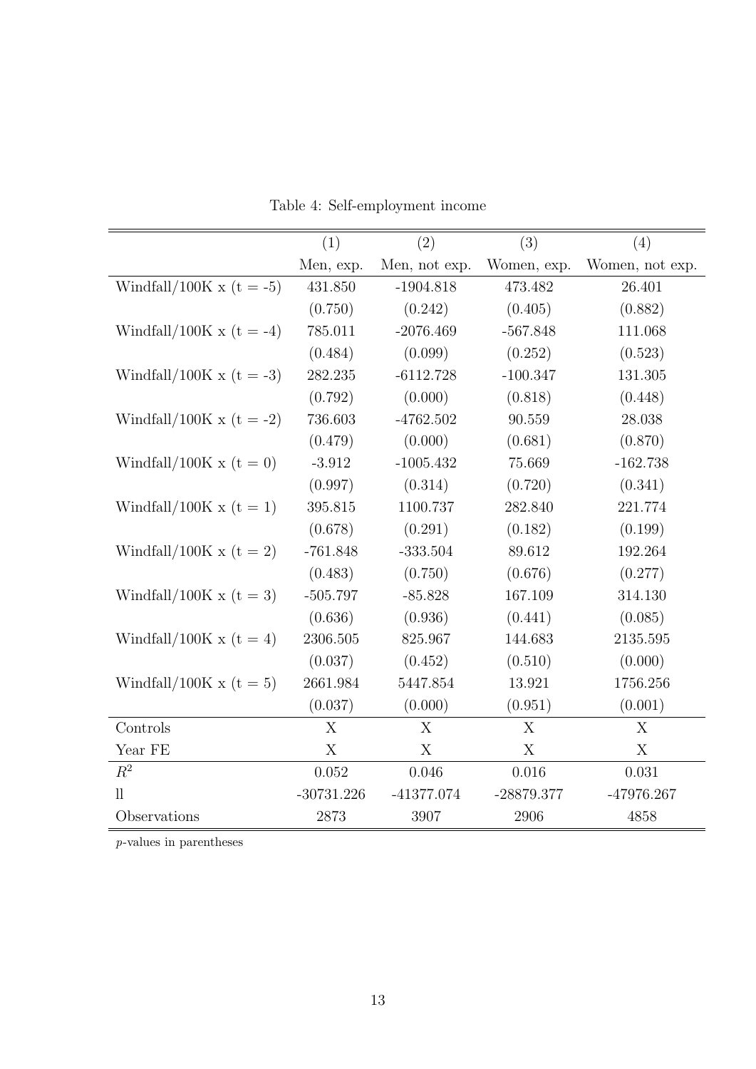Table 4: Self-employment income

| | (1) | (2) | (3) | (4) |
|---|---|---|---|---|
| | Men, exp. | Men, not exp. | Women, exp. | Women, not exp. |
| Windfall/100K x (t = -5) | 431.850 | -1904.818 | 473.482 | 26.401 |
| | (0.750) | (0.242) | (0.405) | (0.882) |
| Windfall/100K x (t = -4) | 785.011 | -2076.469 | -567.848 | 111.068 |
| | (0.484) | (0.099) | (0.252) | (0.523) |
| Windfall/100K x (t = -3) | 282.235 | -6112.728 | -100.347 | 131.305 |
| | (0.792) | (0.000) | (0.818) | (0.448) |
| Windfall/100K x (t = -2) | 736.603 | -4762.502 | 90.559 | 28.038 |
| | (0.479) | (0.000) | (0.681) | (0.870) |
| Windfall/100K x (t = 0) | -3.912 | -1005.432 | 75.669 | -162.738 |
| | (0.997) | (0.314) | (0.720) | (0.341) |
| Windfall/100K x (t = 1) | 395.815 | 1100.737 | 282.840 | 221.774 |
| | (0.678) | (0.291) | (0.182) | (0.199) |
| Windfall/100K x (t = 2) | -761.848 | -333.504 | 89.612 | 192.264 |
| | (0.483) | (0.750) | (0.676) | (0.277) |
| Windfall/100K x (t = 3) | -505.797 | -85.828 | 167.109 | 314.130 |
| | (0.636) | (0.936) | (0.441) | (0.085) |
| Windfall/100K x (t = 4) | 2306.505 | 825.967 | 144.683 | 2135.595 |
| | (0.037) | (0.452) | (0.510) | (0.000) |
| Windfall/100K x (t = 5) | 2661.984 | 5447.854 | 13.921 | 1756.256 |
| | (0.037) | (0.000) | (0.951) | (0.001) |
| Controls | X | X | X | X |
| Year FE | X | X | X | X |
| $R^2$ | 0.052 | 0.046 | 0.016 | 0.031 |
| ll | -30731.226 | -41377.074 | -28879.377 | -47976.267 |
| Observations | 2873 | 3907 | 2906 | 4858 |

*p*-values in parentheses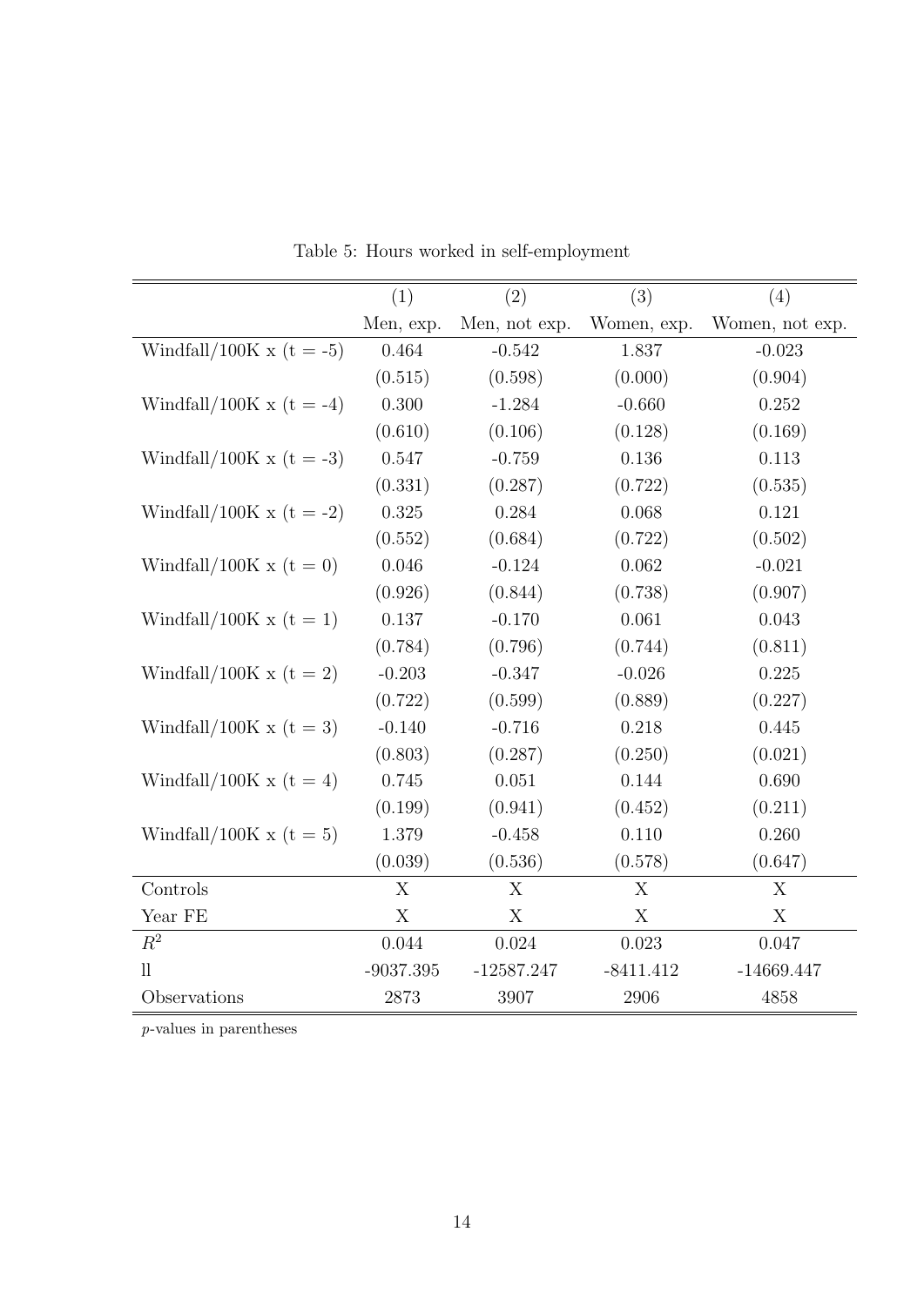Table 5: Hours worked in self-employment

| | (1) | (2) | (3) | (4) |
|---|---|---|---|---|
| | Men, exp. | Men, not exp. | Women, exp. | Women, not exp. |
| Windfall/100K x (t = -5) | 0.464 | -0.542 | 1.837 | -0.023 |
| | (0.515) | (0.598) | (0.000) | (0.904) |
| Windfall/100K x (t = -4) | 0.300 | -1.284 | -0.660 | 0.252 |
| | (0.610) | (0.106) | (0.128) | (0.169) |
| Windfall/100K x (t = -3) | 0.547 | -0.759 | 0.136 | 0.113 |
| | (0.331) | (0.287) | (0.722) | (0.535) |
| Windfall/100K x (t = -2) | 0.325 | 0.284 | 0.068 | 0.121 |
| | (0.552) | (0.684) | (0.722) | (0.502) |
| Windfall/100K x (t = 0) | 0.046 | -0.124 | 0.062 | -0.021 |
| | (0.926) | (0.844) | (0.738) | (0.907) |
| Windfall/100K x (t = 1) | 0.137 | -0.170 | 0.061 | 0.043 |
| | (0.784) | (0.796) | (0.744) | (0.811) |
| Windfall/100K x (t = 2) | -0.203 | -0.347 | -0.026 | 0.225 |
| | (0.722) | (0.599) | (0.889) | (0.227) |
| Windfall/100K x (t = 3) | -0.140 | -0.716 | 0.218 | 0.445 |
| | (0.803) | (0.287) | (0.250) | (0.021) |
| Windfall/100K x (t = 4) | 0.745 | 0.051 | 0.144 | 0.690 |
| | (0.199) | (0.941) | (0.452) | (0.211) |
| Windfall/100K x (t = 5) | 1.379 | -0.458 | 0.110 | 0.260 |
| | (0.039) | (0.536) | (0.578) | (0.647) |
| Controls | X | X | X | X |
| Year FE | X | X | X | X |
| $R^2$ | 0.044 | 0.024 | 0.023 | 0.047 |
| ll | -9037.395 | -12587.247 | -8411.412 | -14669.447 |
| Observations | 2873 | 3907 | 2906 | 4858 |

*p*-values in parentheses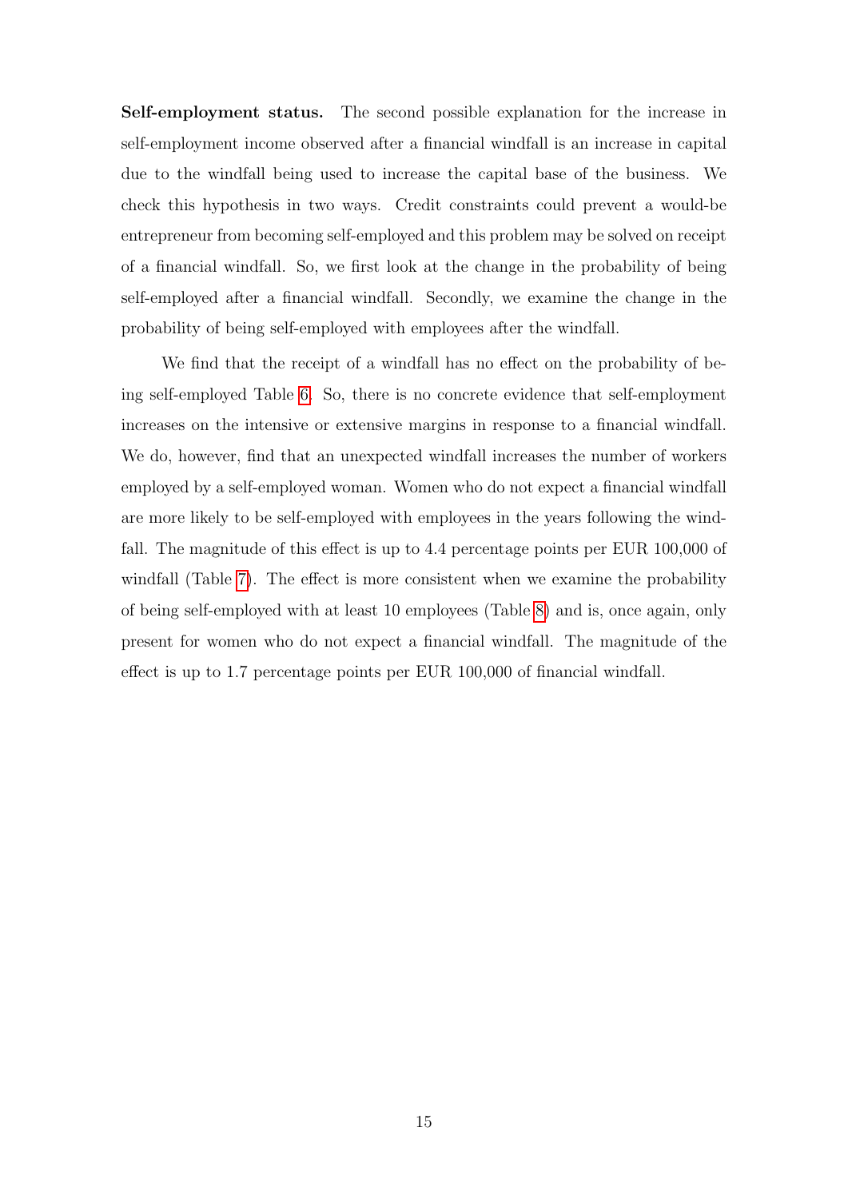**Self-employment status.** The second possible explanation for the increase in self-employment income observed after a financial windfall is an increase in capital due to the windfall being used to increase the capital base of the business. We check this hypothesis in two ways. Credit constraints could prevent a would-be entrepreneur from becoming self-employed and this problem may be solved on receipt of a financial windfall. So, we first look at the change in the probability of being self-employed after a financial windfall. Secondly, we examine the change in the probability of being self-employed with employees after the windfall.

We find that the receipt of a windfall has no effect on the probability of being self-employed Table 6. So, there is no concrete evidence that self-employment increases on the intensive or extensive margins in response to a financial windfall. We do, however, find that an unexpected windfall increases the number of workers employed by a self-employed woman. Women who do not expect a financial windfall are more likely to be self-employed with employees in the years following the windfall. The magnitude of this effect is up to 4.4 percentage points per EUR 100,000 of windfall (Table 7). The effect is more consistent when we examine the probability of being self-employed with at least 10 employees (Table 8) and is, once again, only present for women who do not expect a financial windfall. The magnitude of the effect is up to 1.7 percentage points per EUR 100,000 of financial windfall.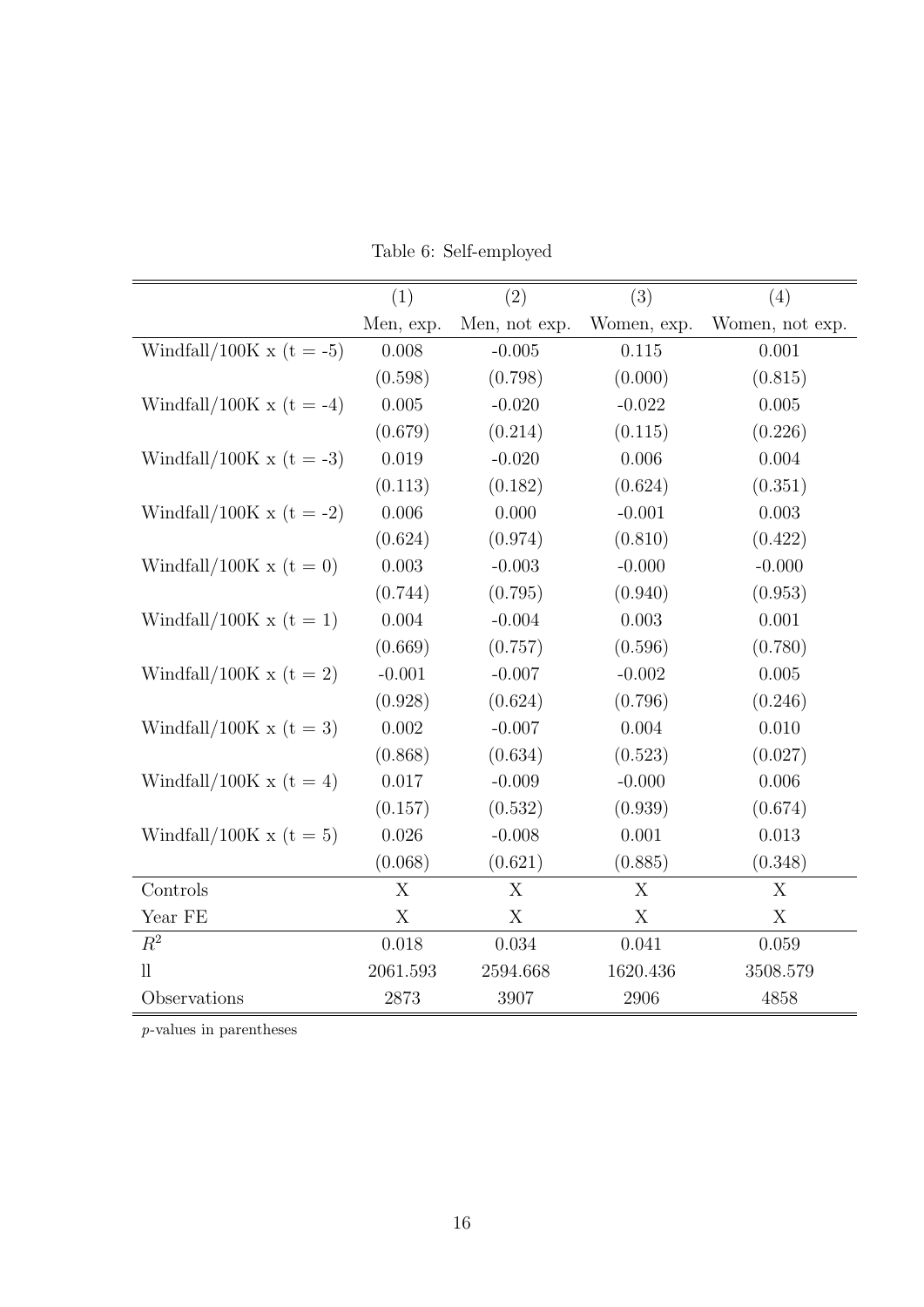Table 6: Self-employed

| | (1) | (2) | (3) | (4) |
|---|---|---|---|---|
| | Men, exp. | Men, not exp. | Women, exp. | Women, not exp. |
| Windfall/100K x (t = -5) | 0.008 | -0.005 | 0.115 | 0.001 |
| | (0.598) | (0.798) | (0.000) | (0.815) |
| Windfall/100K x (t = -4) | 0.005 | -0.020 | -0.022 | 0.005 |
| | (0.679) | (0.214) | (0.115) | (0.226) |
| Windfall/100K x (t = -3) | 0.019 | -0.020 | 0.006 | 0.004 |
| | (0.113) | (0.182) | (0.624) | (0.351) |
| Windfall/100K x (t = -2) | 0.006 | 0.000 | -0.001 | 0.003 |
| | (0.624) | (0.974) | (0.810) | (0.422) |
| Windfall/100K x (t = 0) | 0.003 | -0.003 | -0.000 | -0.000 |
| | (0.744) | (0.795) | (0.940) | (0.953) |
| Windfall/100K x (t = 1) | 0.004 | -0.004 | 0.003 | 0.001 |
| | (0.669) | (0.757) | (0.596) | (0.780) |
| Windfall/100K x (t = 2) | -0.001 | -0.007 | -0.002 | 0.005 |
| | (0.928) | (0.624) | (0.796) | (0.246) |
| Windfall/100K x (t = 3) | 0.002 | -0.007 | 0.004 | 0.010 |
| | (0.868) | (0.634) | (0.523) | (0.027) |
| Windfall/100K x (t = 4) | 0.017 | -0.009 | -0.000 | 0.006 |
| | (0.157) | (0.532) | (0.939) | (0.674) |
| Windfall/100K x (t = 5) | 0.026 | -0.008 | 0.001 | 0.013 |
| | (0.068) | (0.621) | (0.885) | (0.348) |
| Controls | X | X | X | X |
| Year FE | X | X | X | X |
| $R^2$ | 0.018 | 0.034 | 0.041 | 0.059 |
| ll | 2061.593 | 2594.668 | 1620.436 | 3508.579 |
| Observations | 2873 | 3907 | 2906 | 4858 |

$p$-values in parentheses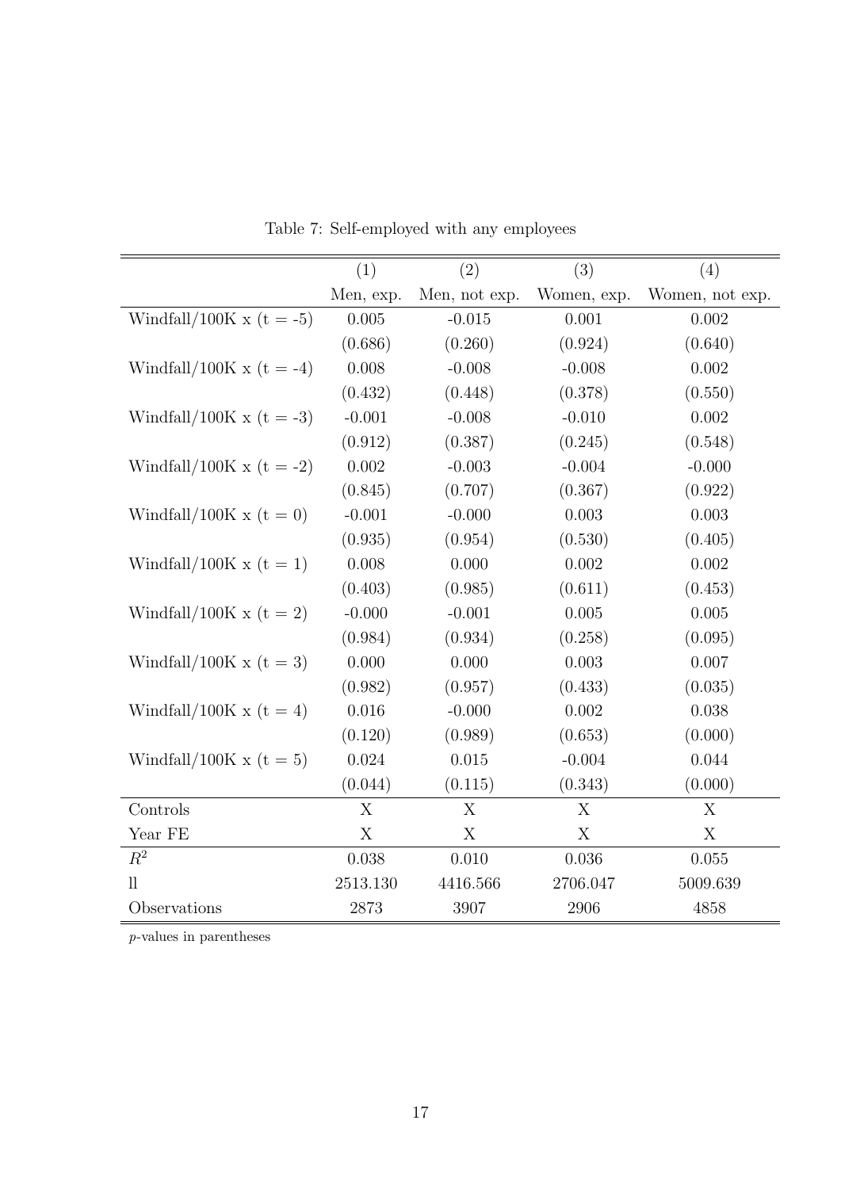Table 7: Self-employed with any employees

| | (1) | (2) | (3) | (4) |
|---|---|---|---|---|
| | Men, exp. | Men, not exp. | Women, exp. | Women, not exp. |
| Windfall/100K x (t = -5) | 0.005 | -0.015 | 0.001 | 0.002 |
| | (0.686) | (0.260) | (0.924) | (0.640) |
| Windfall/100K x (t = -4) | 0.008 | -0.008 | -0.008 | 0.002 |
| | (0.432) | (0.448) | (0.378) | (0.550) |
| Windfall/100K x (t = -3) | -0.001 | -0.008 | -0.010 | 0.002 |
| | (0.912) | (0.387) | (0.245) | (0.548) |
| Windfall/100K x (t = -2) | 0.002 | -0.003 | -0.004 | -0.000 |
| | (0.845) | (0.707) | (0.367) | (0.922) |
| Windfall/100K x (t = 0) | -0.001 | -0.000 | 0.003 | 0.003 |
| | (0.935) | (0.954) | (0.530) | (0.405) |
| Windfall/100K x (t = 1) | 0.008 | 0.000 | 0.002 | 0.002 |
| | (0.403) | (0.985) | (0.611) | (0.453) |
| Windfall/100K x (t = 2) | -0.000 | -0.001 | 0.005 | 0.005 |
| | (0.984) | (0.934) | (0.258) | (0.095) |
| Windfall/100K x (t = 3) | 0.000 | 0.000 | 0.003 | 0.007 |
| | (0.982) | (0.957) | (0.433) | (0.035) |
| Windfall/100K x (t = 4) | 0.016 | -0.000 | 0.002 | 0.038 |
| | (0.120) | (0.989) | (0.653) | (0.000) |
| Windfall/100K x (t = 5) | 0.024 | 0.015 | -0.004 | 0.044 |
| | (0.044) | (0.115) | (0.343) | (0.000) |
| Controls | X | X | X | X |
| Year FE | X | X | X | X |
| $R^2$ | 0.038 | 0.010 | 0.036 | 0.055 |
| ll | 2513.130 | 4416.566 | 2706.047 | 5009.639 |
| Observations | 2873 | 3907 | 2906 | 4858 |

*p*-values in parentheses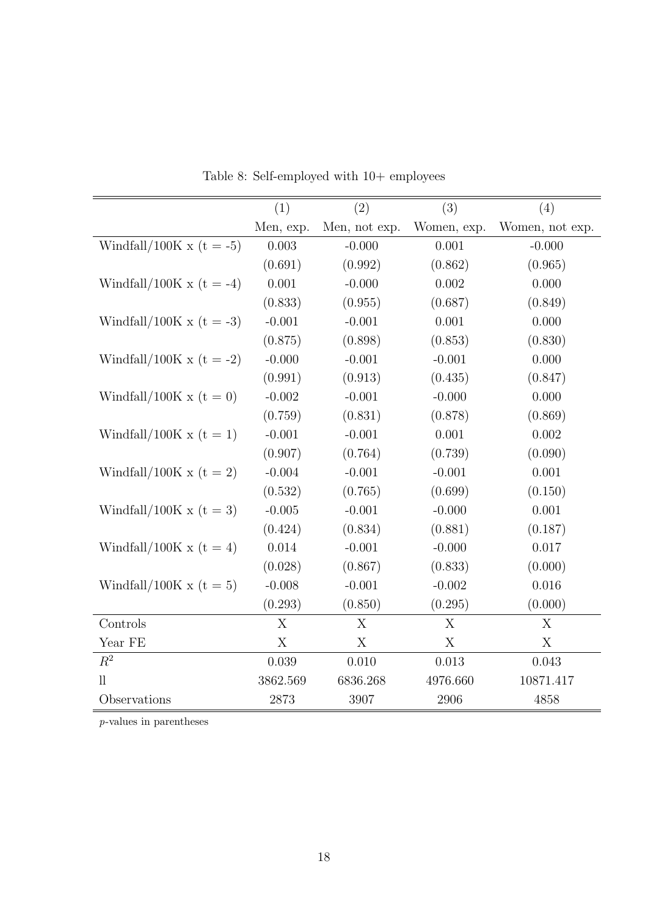Table 8: Self-employed with 10+ employees

| | (1) | (2) | (3) | (4) |
|---|---|---|---|---|
| | Men, exp. | Men, not exp. | Women, exp. | Women, not exp. |
| Windfall/100K x (t = -5) | 0.003 | -0.000 | 0.001 | -0.000 |
| | (0.691) | (0.992) | (0.862) | (0.965) |
| Windfall/100K x (t = -4) | 0.001 | -0.000 | 0.002 | 0.000 |
| | (0.833) | (0.955) | (0.687) | (0.849) |
| Windfall/100K x (t = -3) | -0.001 | -0.001 | 0.001 | 0.000 |
| | (0.875) | (0.898) | (0.853) | (0.830) |
| Windfall/100K x (t = -2) | -0.000 | -0.001 | -0.001 | 0.000 |
| | (0.991) | (0.913) | (0.435) | (0.847) |
| Windfall/100K x (t = 0) | -0.002 | -0.001 | -0.000 | 0.000 |
| | (0.759) | (0.831) | (0.878) | (0.869) |
| Windfall/100K x (t = 1) | -0.001 | -0.001 | 0.001 | 0.002 |
| | (0.907) | (0.764) | (0.739) | (0.090) |
| Windfall/100K x (t = 2) | -0.004 | -0.001 | -0.001 | 0.001 |
| | (0.532) | (0.765) | (0.699) | (0.150) |
| Windfall/100K x (t = 3) | -0.005 | -0.001 | -0.000 | 0.001 |
| | (0.424) | (0.834) | (0.881) | (0.187) |
| Windfall/100K x (t = 4) | 0.014 | -0.001 | -0.000 | 0.017 |
| | (0.028) | (0.867) | (0.833) | (0.000) |
| Windfall/100K x (t = 5) | -0.008 | -0.001 | -0.002 | 0.016 |
| | (0.293) | (0.850) | (0.295) | (0.000) |
| Controls | X | X | X | X |
| Year FE | X | X | X | X |
| $R^2$ | 0.039 | 0.010 | 0.013 | 0.043 |
| ll | 3862.569 | 6836.268 | 4976.660 | 10871.417 |
| Observations | 2873 | 3907 | 2906 | 4858 |

$p$-values in parentheses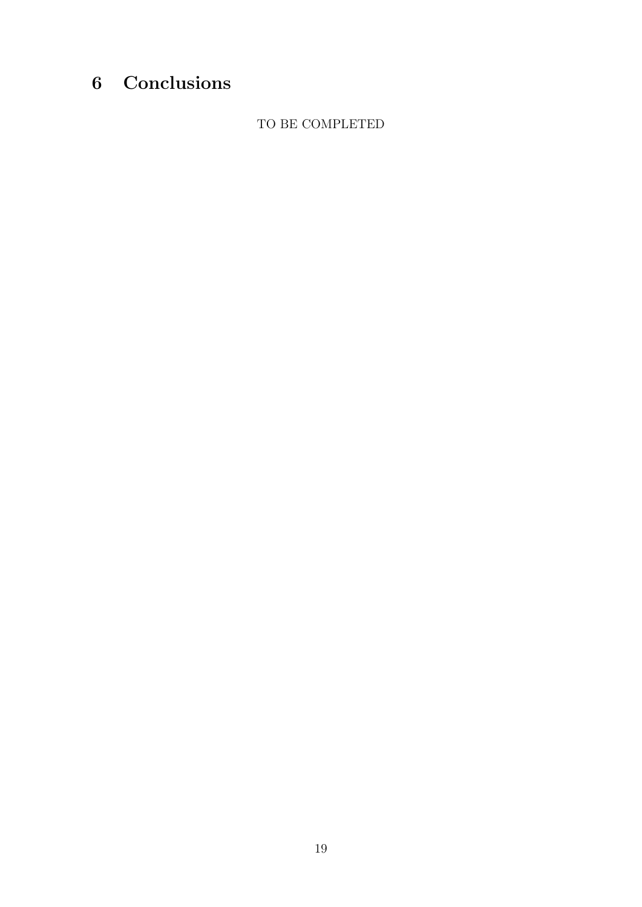# 6 Conclusions

TO BE COMPLETED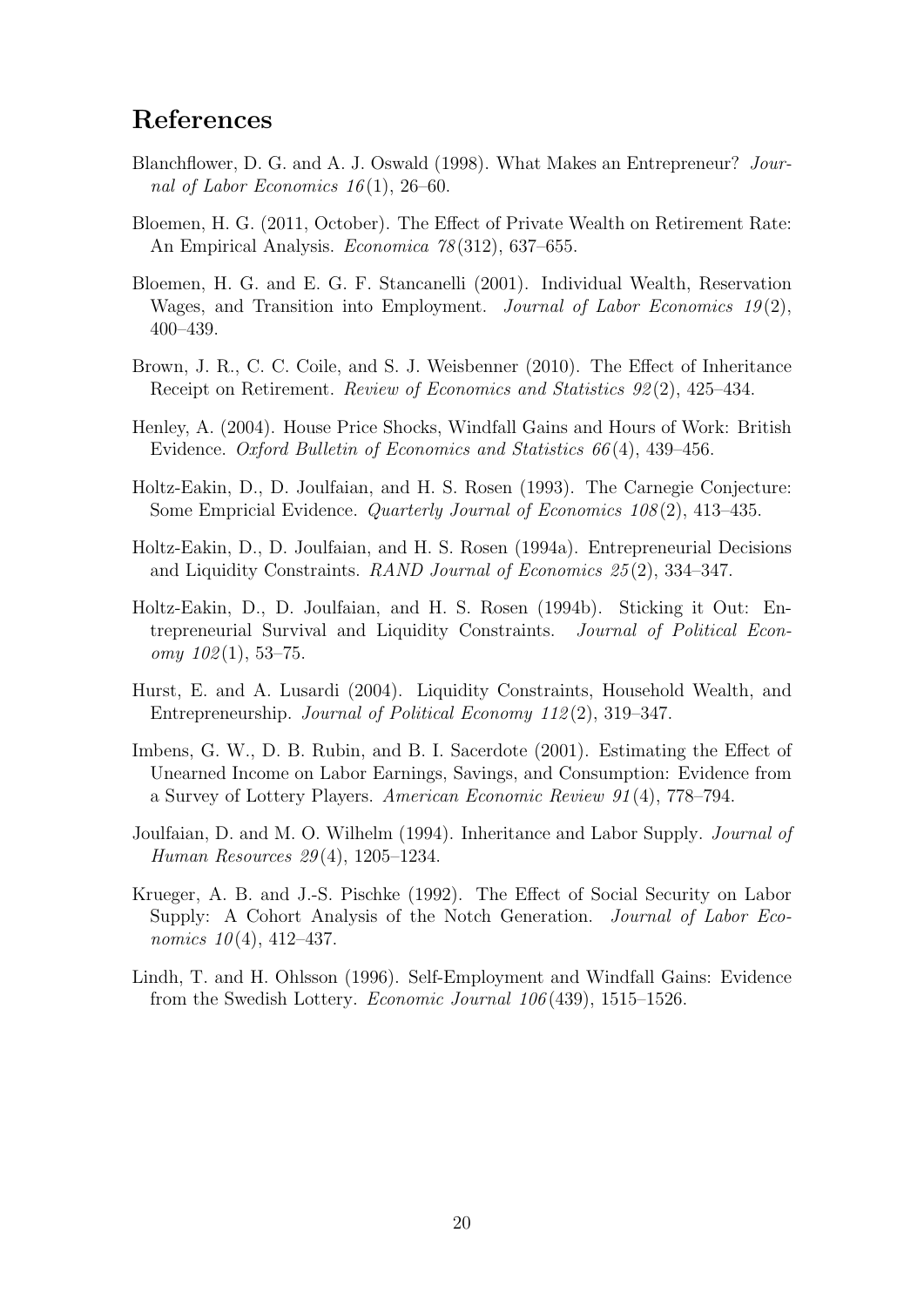## References

Blanchflower, D. G. and A. J. Oswald (1998). What Makes an Entrepreneur? *Journal of Labor Economics 16*(1), 26–60.

Bloemen, H. G. (2011, October). The Effect of Private Wealth on Retirement Rate: An Empirical Analysis. *Economica 78*(312), 637–655.

Bloemen, H. G. and E. G. F. Stancanelli (2001). Individual Wealth, Reservation Wages, and Transition into Employment. *Journal of Labor Economics 19*(2), 400–439.

Brown, J. R., C. C. Coile, and S. J. Weisbenner (2010). The Effect of Inheritance Receipt on Retirement. *Review of Economics and Statistics 92*(2), 425–434.

Henley, A. (2004). House Price Shocks, Windfall Gains and Hours of Work: British Evidence. *Oxford Bulletin of Economics and Statistics 66*(4), 439–456.

Holtz-Eakin, D., D. Joulfaian, and H. S. Rosen (1993). The Carnegie Conjecture: Some Empricial Evidence. *Quarterly Journal of Economics 108*(2), 413–435.

Holtz-Eakin, D., D. Joulfaian, and H. S. Rosen (1994a). Entrepreneurial Decisions and Liquidity Constraints. *RAND Journal of Economics 25*(2), 334–347.

Holtz-Eakin, D., D. Joulfaian, and H. S. Rosen (1994b). Sticking it Out: Entrepreneurial Survival and Liquidity Constraints. *Journal of Political Economy 102*(1), 53–75.

Hurst, E. and A. Lusardi (2004). Liquidity Constraints, Household Wealth, and Entrepreneurship. *Journal of Political Economy 112*(2), 319–347.

Imbens, G. W., D. B. Rubin, and B. I. Sacerdote (2001). Estimating the Effect of Unearned Income on Labor Earnings, Savings, and Consumption: Evidence from a Survey of Lottery Players. *American Economic Review 91*(4), 778–794.

Joulfaian, D. and M. O. Wilhelm (1994). Inheritance and Labor Supply. *Journal of Human Resources 29*(4), 1205–1234.

Krueger, A. B. and J.-S. Pischke (1992). The Effect of Social Security on Labor Supply: A Cohort Analysis of the Notch Generation. *Journal of Labor Economics 10*(4), 412–437.

Lindh, T. and H. Ohlsson (1996). Self-Employment and Windfall Gains: Evidence from the Swedish Lottery. *Economic Journal 106*(439), 1515–1526.